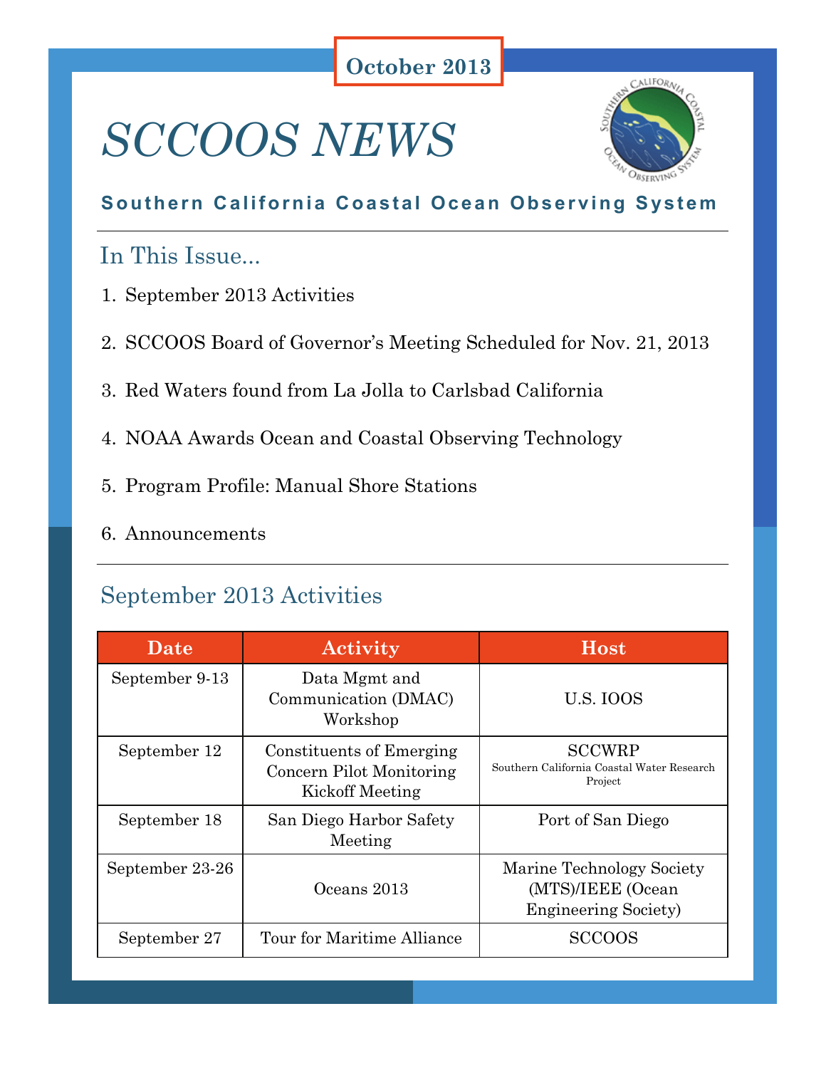October 2013

# SCCOOS NEWS

**Southern California Coastal Ocean Observing System**

## In This Issue...

1. September 2013 Activities
2. SCCOOS Board of Governor's Meeting Scheduled for Nov. 21, 2013
3. Red Waters found from La Jolla to Carlsbad California
4. NOAA Awards Ocean and Coastal Observing Technology
5. Program Profile: Manual Shore Stations
6. Announcements

## September 2013 Activities

| Date | Activity | Host |
|---|---|---|
| September 9-13 | Data Mgmt and Communication (DMAC) Workshop | U.S. IOOS |
| September 12 | Constituents of Emerging Concern Pilot Monitoring Kickoff Meeting | SCCWRP Southern California Coastal Water Research Project |
| September 18 | San Diego Harbor Safety Meeting | Port of San Diego |
| September 23-26 | Oceans 2013 | Marine Technology Society (MTS)/IEEE (Ocean Engineering Society) |
| September 27 | Tour for Maritime Alliance | SCCOOS |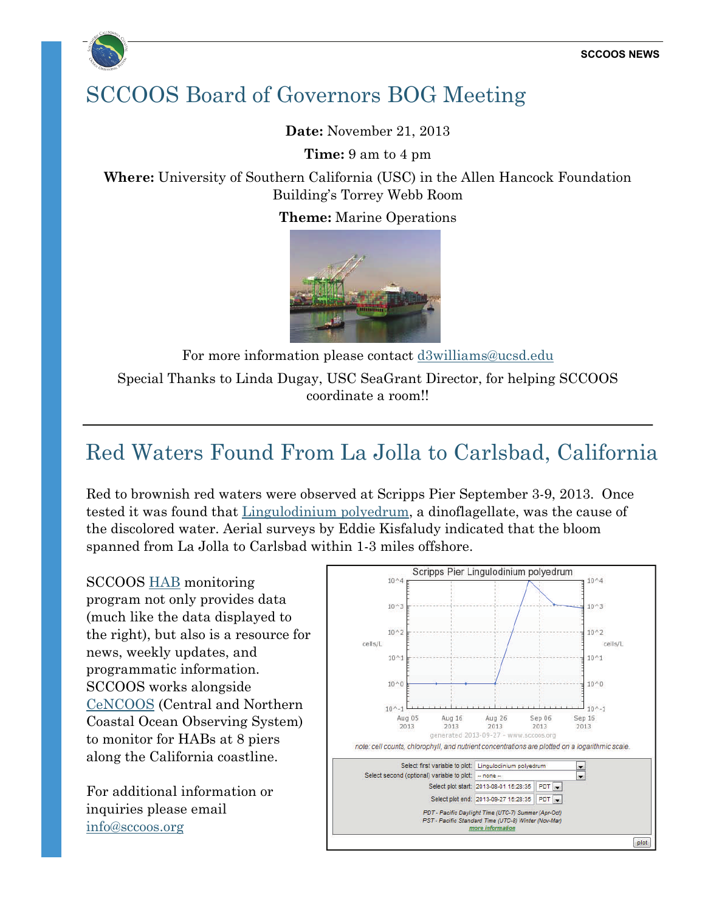# SCCOOS Board of Governors BOG Meeting

**Date:** November 21, 2013

**Time:** 9 am to 4 pm

**Where:** University of Southern California (USC) in the Allen Hancock Foundation Building's Torrey Webb Room

**Theme:** Marine Operations

For more information please contact d3williams@ucsd.edu

Special Thanks to Linda Dugay, USC SeaGrant Director, for helping SCCOOS coordinate a room!!

---

# Red Waters Found From La Jolla to Carlsbad, California

Red to brownish red waters were observed at Scripps Pier September 3-9, 2013. Once tested it was found that Lingulodinium polyedrum, a dinoflagellate, was the cause of the discolored water. Aerial surveys by Eddie Kisfaludy indicated that the bloom spanned from La Jolla to Carlsbad within 1-3 miles offshore.

SCCOOS HAB monitoring program not only provides data (much like the data displayed to the right), but also is a resource for news, weekly updates, and programmatic information. SCCOOS works alongside CeNCOOS (Central and Northern Coastal Ocean Observing System) to monitor for HABs at 8 piers along the California coastline.

For additional information or inquiries please email info@sccoos.org

Scripps Pier Lingulodinium polyedrum

cells/L

10^4
10^3
10^2
10^1
10^0
10^-1

Aug 05 2013
Aug 16 2013
Aug 26 2013
Sep 06 2013
Sep 16 2013

generated 2013-09-27 - www.sccoos.org

note: cell counts, chlorophyll, and nutrient concentrations are plotted on a logarithmic scale.

Select first variable to plot: Lingulodinium polyedrum
Select second (optional) variable to plot: -- none --
Select plot start: 2013-08-01 15:28:35 PDT
Select plot end: 2013-09-27 15:28:35 PDT

PDT - Pacific Daylight Time (UTC-7) Summer (Apr-Oct)
PST - Pacific Standard Time (UTC-8) Winter (Nov-Mar)
more information

plot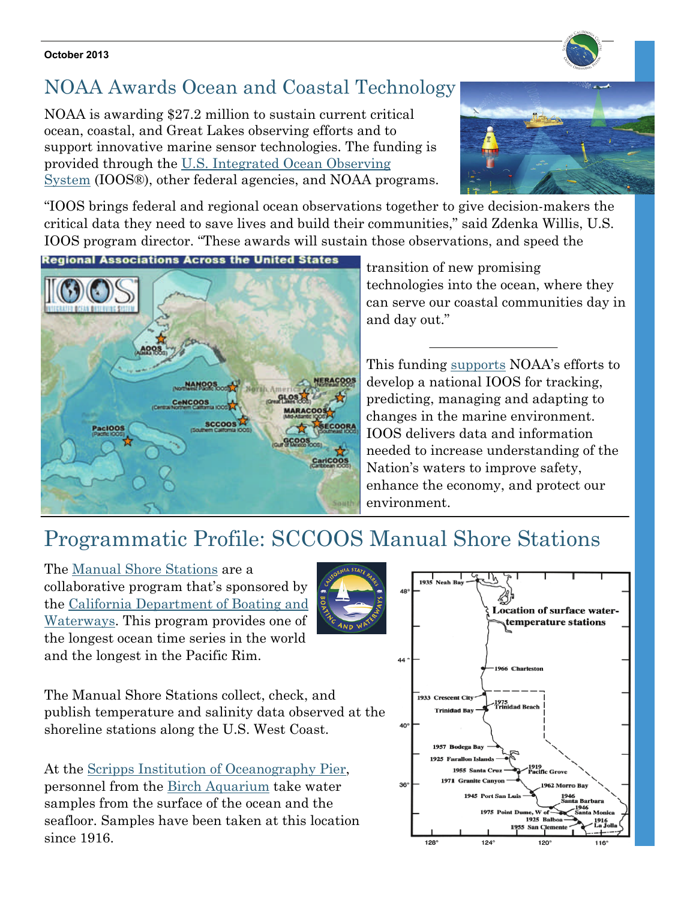# NOAA Awards Ocean and Coastal Technology

NOAA is awarding $27.2 million to sustain current critical ocean, coastal, and Great Lakes observing efforts and to support innovative marine sensor technologies. The funding is provided through the U.S. Integrated Ocean Observing System (IOOS®), other federal agencies, and NOAA programs.

"IOOS brings federal and regional ocean observations together to give decision-makers the critical data they need to save lives and build their communities," said Zdenka Willis, U.S. IOOS program director. "These awards will sustain those observations, and speed the transition of new promising technologies into the ocean, where they can serve our coastal communities day in and day out."

Regional Associations Across the United States

IOOS INTEGRATED OCEAN OBSERVING SYSTEM

AOOS (Alaska IOOS)
NANOOS (Northwest Pacific IOOS)
CeNCOOS (Central/Northern California IOOS)
SCCOOS (Southern California IOOS)
PacIOOS (Pacific IOOS)
GLOS (Great Lakes IOOS)
NERACOOS (Northeast IOOS)
MARACOOS (Mid-Atlantic IOOS)
SECOORA (Southeast IOOS)
GCOOS (Gulf of Mexico IOOS)
CariCOOS (Caribbean IOOS)

This funding supports NOAA's efforts to develop a national IOOS for tracking, predicting, managing and adapting to changes in the marine environment. IOOS delivers data and information needed to increase understanding of the Nation's waters to improve safety, enhance the economy, and protect our environment.

# Programmatic Profile: SCCOOS Manual Shore Stations

The Manual Shore Stations are a collaborative program that's sponsored by the California Department of Boating and Waterways. This program provides one of the longest ocean time series in the world and the longest in the Pacific Rim.

The Manual Shore Stations collect, check, and publish temperature and salinity data observed at the shoreline stations along the U.S. West Coast.

At the Scripps Institution of Oceanography Pier, personnel from the Birch Aquarium take water samples from the surface of the ocean and the seafloor. Samples have been taken at this location since 1916.

Location of surface water-temperature stations

1935 Neah Bay
1966 Charleston
1933 Crescent City
1975 Trinidad Beach
Trinidad Bay
1957 Bodega Bay
1925 Farallon Islands
1955 Santa Cruz
1919 Pacific Grove
1971 Granite Canyon
1962 Morro Bay
1945 Port San Luis
1946 Santa Barbara
1946 Santa Monica
1975 Point Dume, W of
1925 Balboa
1916 La Jolla
1955 San Clemente

48°
44°
40°
36°
128°
124°
120°
116°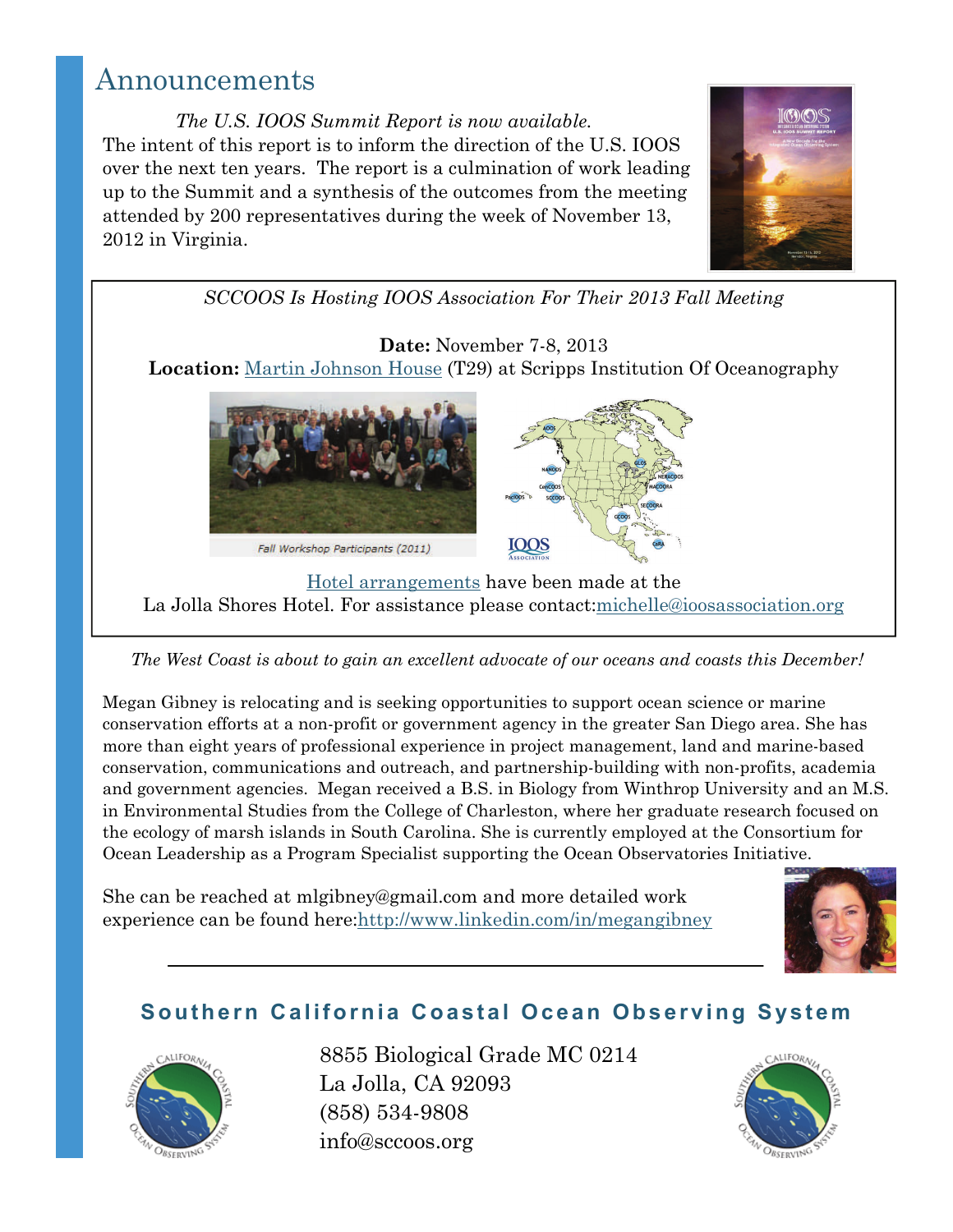# Announcements

*The U.S. IOOS Summit Report is now available.*

The intent of this report is to inform the direction of the U.S. IOOS over the next ten years. The report is a culmination of work leading up to the Summit and a synthesis of the outcomes from the meeting attended by 200 representatives during the week of November 13, 2012 in Virginia.

*SCCOOS Is Hosting IOOS Association For Their 2013 Fall Meeting*

**Date:** November 7-8, 2013
**Location:** Martin Johnson House (T29) at Scripps Institution Of Oceanography

Fall Workshop Participants (2011)

Hotel arrangements have been made at the La Jolla Shores Hotel. For assistance please contact:michelle@ioosassociation.org

*The West Coast is about to gain an excellent advocate of our oceans and coasts this December!*

Megan Gibney is relocating and is seeking opportunities to support ocean science or marine conservation efforts at a non-profit or government agency in the greater San Diego area. She has more than eight years of professional experience in project management, land and marine-based conservation, communications and outreach, and partnership-building with non-profits, academia and government agencies. Megan received a B.S. in Biology from Winthrop University and an M.S. in Environmental Studies from the College of Charleston, where her graduate research focused on the ecology of marsh islands in South Carolina. She is currently employed at the Consortium for Ocean Leadership as a Program Specialist supporting the Ocean Observatories Initiative.

She can be reached at mlgibney@gmail.com and more detailed work experience can be found here:http://www.linkedin.com/in/megangibney

---

## Southern California Coastal Ocean Observing System

8855 Biological Grade MC 0214
La Jolla, CA 92093
(858) 534-9808
info@sccoos.org